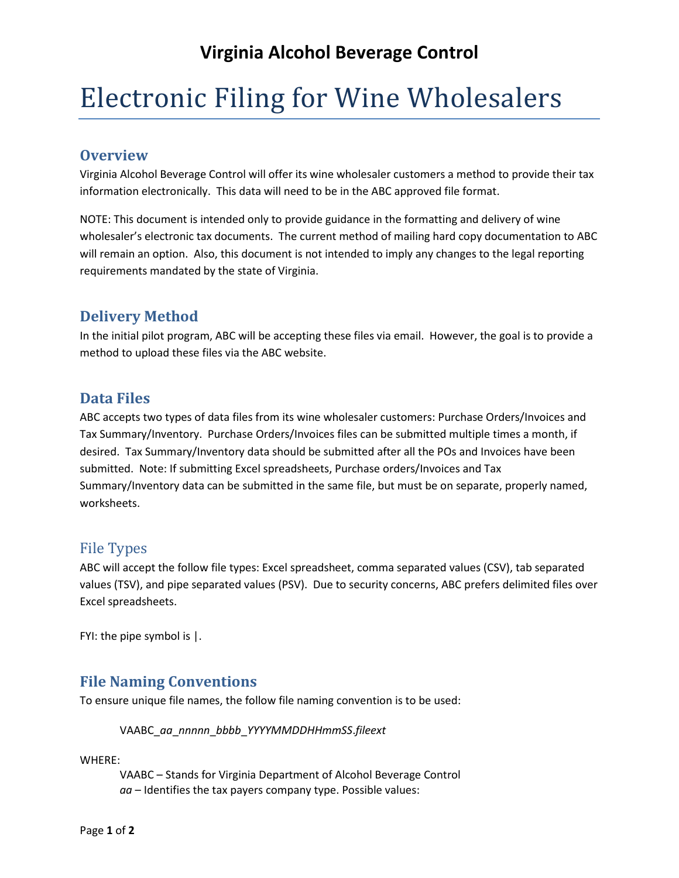# Virginia Alcohol Beverage Control

# Electronic Filing for Wine Wholesalers

## Overview

Virginia Alcohol Beverage Control will offer its wine wholesaler customers a method to provide their tax information electronically. This data will need to be in the ABC approved file format.

NOTE: This document is intended only to provide guidance in the formatting and delivery of wine wholesaler's electronic tax documents. The current method of mailing hard copy documentation to ABC will remain an option. Also, this document is not intended to imply any changes to the legal reporting requirements mandated by the state of Virginia.

## Delivery Method

In the initial pilot program, ABC will be accepting these files via email. However, the goal is to provide a method to upload these files via the ABC website.

## Data Files

ABC accepts two types of data files from its wine wholesaler customers: Purchase Orders/Invoices and Tax Summary/Inventory. Purchase Orders/Invoices files can be submitted multiple times a month, if desired. Tax Summary/Inventory data should be submitted after all the POs and Invoices have been submitted. Note: If submitting Excel spreadsheets, Purchase orders/Invoices and Tax Summary/Inventory data can be submitted in the same file, but must be on separate, properly named, worksheets.

### File Types

ABC will accept the follow file types: Excel spreadsheet, comma separated values (CSV), tab separated values (TSV), and pipe separated values (PSV). Due to security concerns, ABC prefers delimited files over Excel spreadsheets.

FYI: the pipe symbol is |.

## File Naming Conventions

To ensure unique file names, the follow file naming convention is to be used:

VAABC_*aa_nnnnn_bbbb_YYYYMMDDHHmmSS.fileext*

WHERE:

VAABC – Stands for Virginia Department of Alcohol Beverage Control
*aa* – Identifies the tax payers company type. Possible values: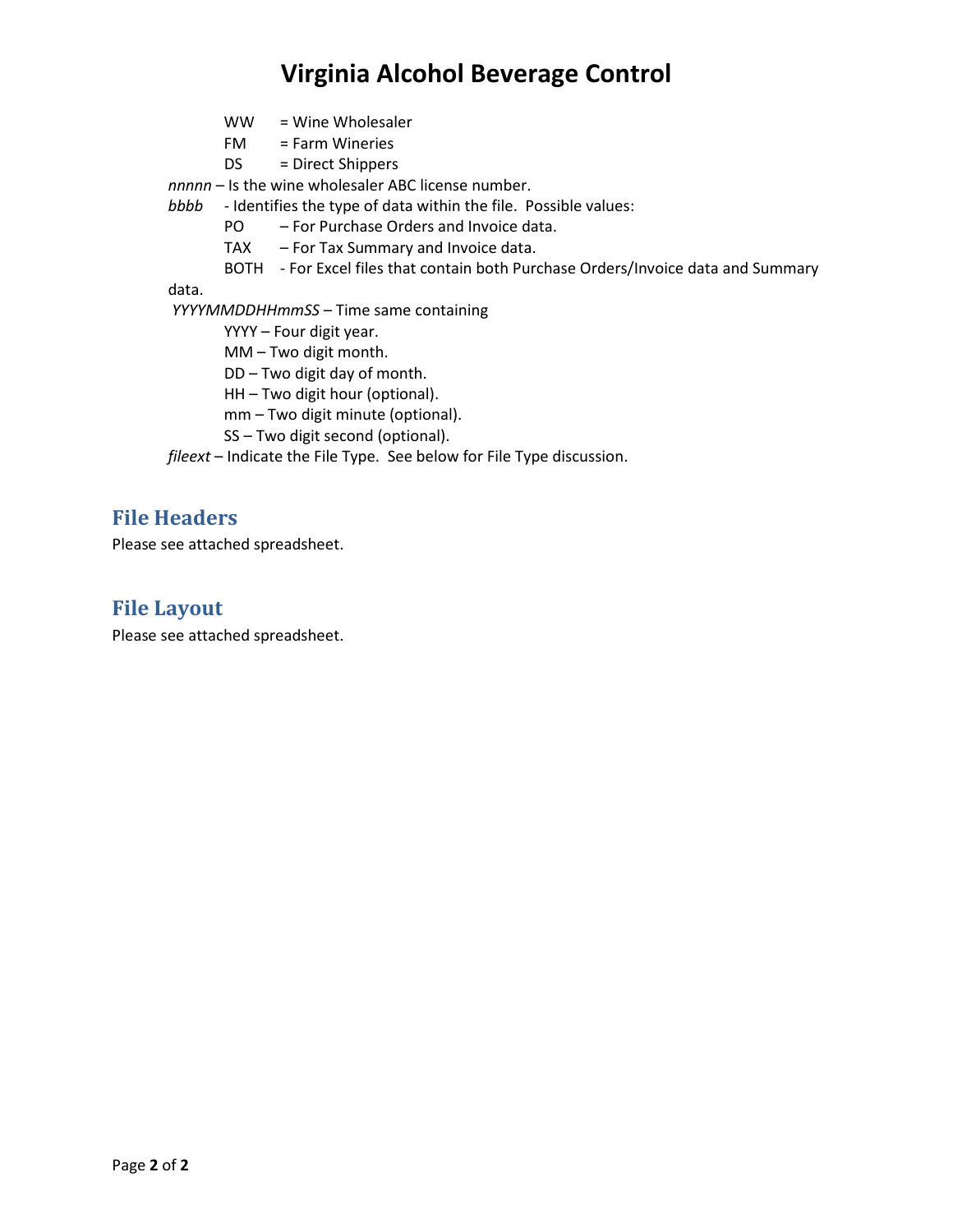WW = Wine Wholesaler
FM = Farm Wineries
DS = Direct Shippers

*nnnnn* – Is the wine wholesaler ABC license number.

*bbbb* - Identifies the type of data within the file. Possible values:

PO – For Purchase Orders and Invoice data.
TAX – For Tax Summary and Invoice data.
BOTH - For Excel files that contain both Purchase Orders/Invoice data and Summary data.

*YYYYMMDDHHmmSS* – Time same containing

YYYY – Four digit year.
MM – Two digit month.
DD – Two digit day of month.
HH – Two digit hour (optional).
mm – Two digit minute (optional).
SS – Two digit second (optional).

*fileext* – Indicate the File Type. See below for File Type discussion.

## File Headers

Please see attached spreadsheet.

## File Layout

Please see attached spreadsheet.